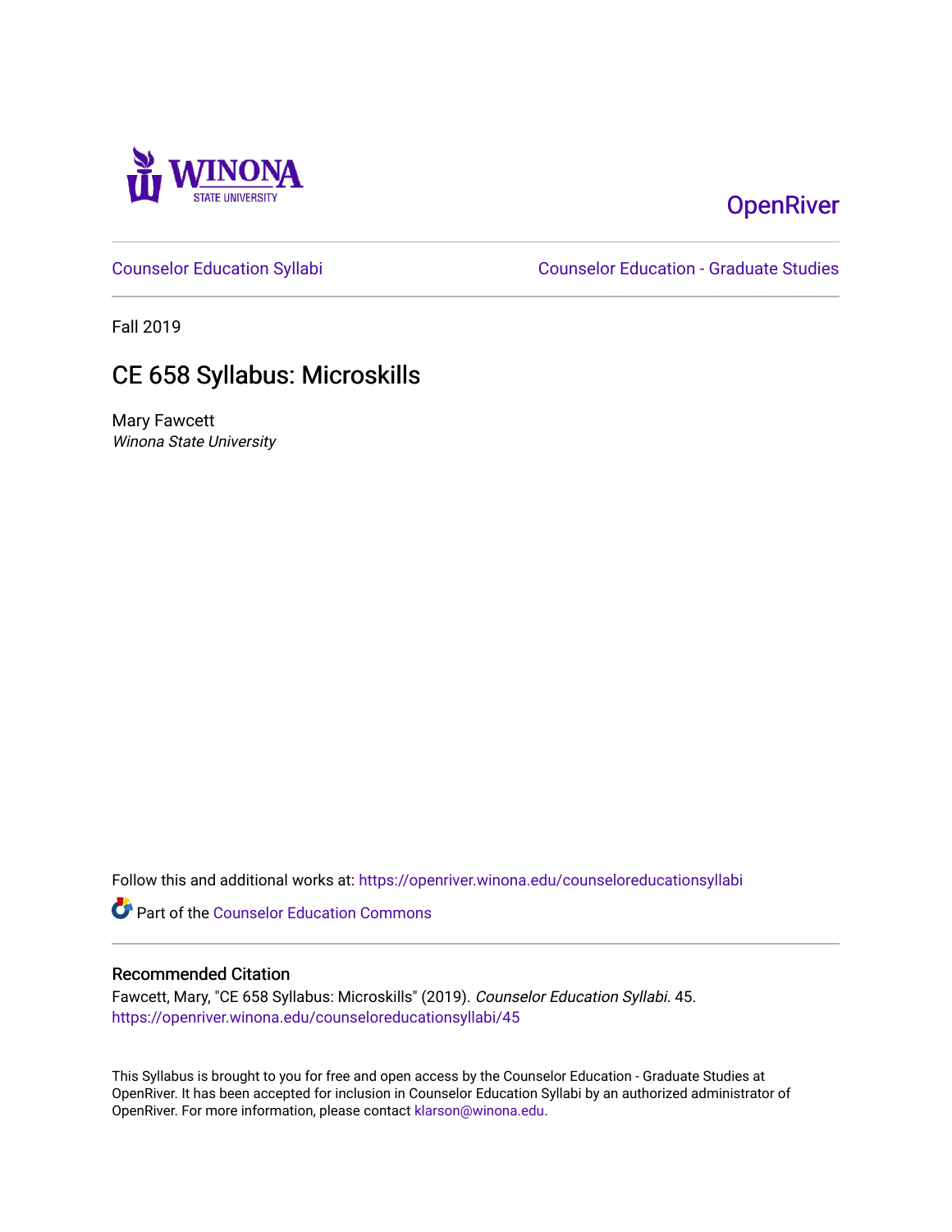OpenRiver

Counselor Education Syllabi

Counselor Education - Graduate Studies

Fall 2019

# CE 658 Syllabus: Microskills

Mary Fawcett
*Winona State University*

Follow this and additional works at: https://openriver.winona.edu/counseloreducationsyllabi

Part of the Counselor Education Commons

## Recommended Citation

Fawcett, Mary, "CE 658 Syllabus: Microskills" (2019). *Counselor Education Syllabi*. 45.
https://openriver.winona.edu/counseloreducationsyllabi/45

This Syllabus is brought to you for free and open access by the Counselor Education - Graduate Studies at OpenRiver. It has been accepted for inclusion in Counselor Education Syllabi by an authorized administrator of OpenRiver. For more information, please contact klarson@winona.edu.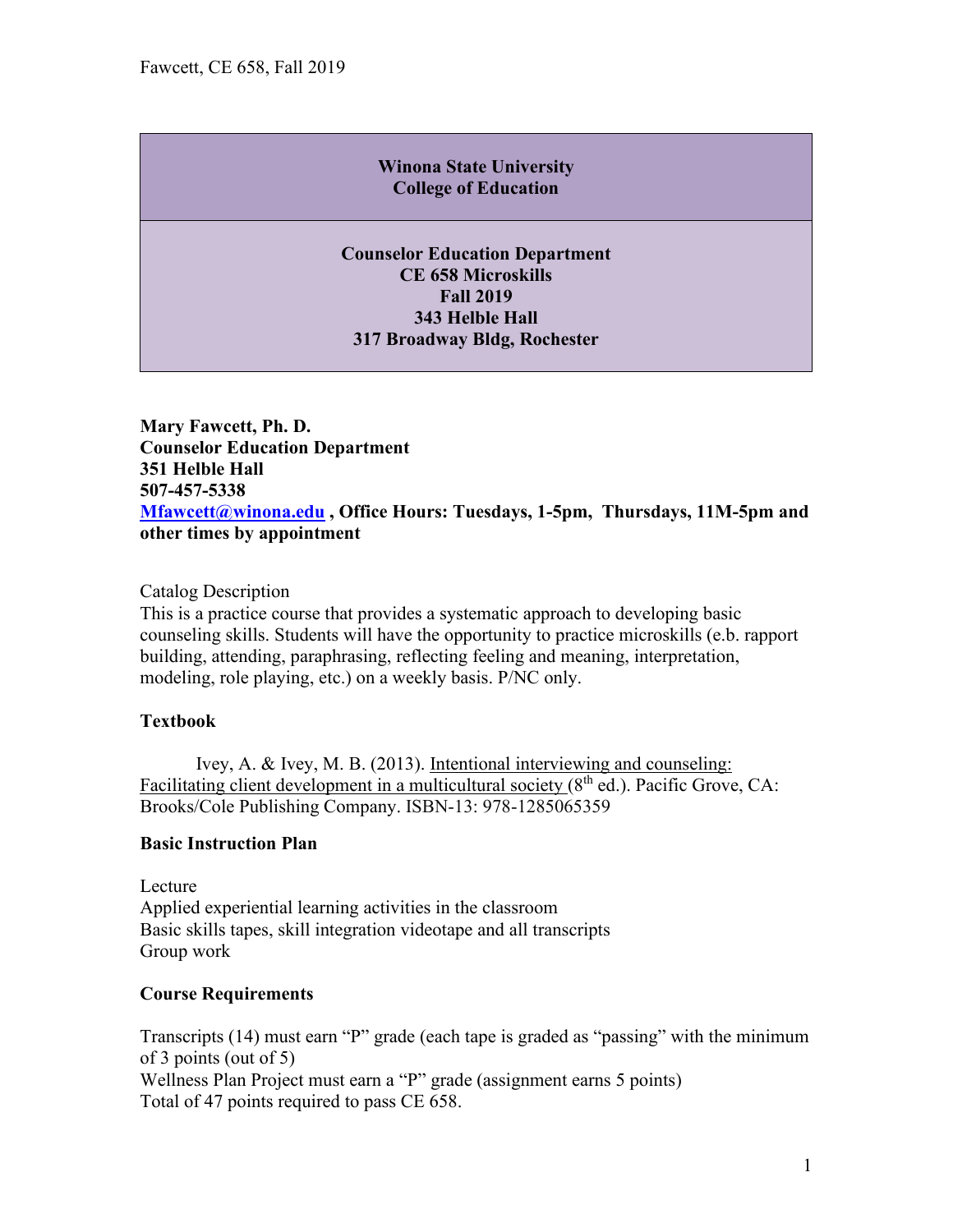**Winona State University**
**College of Education**

**Counselor Education Department**
**CE 658 Microskills**
**Fall 2019**
**343 Helble Hall**
**317 Broadway Bldg, Rochester**

**Mary Fawcett, Ph. D.**
**Counselor Education Department**
**351 Helble Hall**
**507-457-5338**
**Mfawcett@winona.edu , Office Hours: Tuesdays, 1-5pm, Thursdays, 11M-5pm and other times by appointment**

Catalog Description
This is a practice course that provides a systematic approach to developing basic counseling skills. Students will have the opportunity to practice microskills (e.b. rapport building, attending, paraphrasing, reflecting feeling and meaning, interpretation, modeling, role playing, etc.) on a weekly basis. P/NC only.

**Textbook**

Ivey, A. & Ivey, M. B. (2013). Intentional interviewing and counseling: Facilitating client development in a multicultural society (8th ed.). Pacific Grove, CA: Brooks/Cole Publishing Company. ISBN-13: 978-1285065359

**Basic Instruction Plan**

Lecture
Applied experiential learning activities in the classroom
Basic skills tapes, skill integration videotape and all transcripts
Group work

**Course Requirements**

Transcripts (14) must earn "P" grade (each tape is graded as "passing" with the minimum of 3 points (out of 5)
Wellness Plan Project must earn a "P" grade (assignment earns 5 points)
Total of 47 points required to pass CE 658.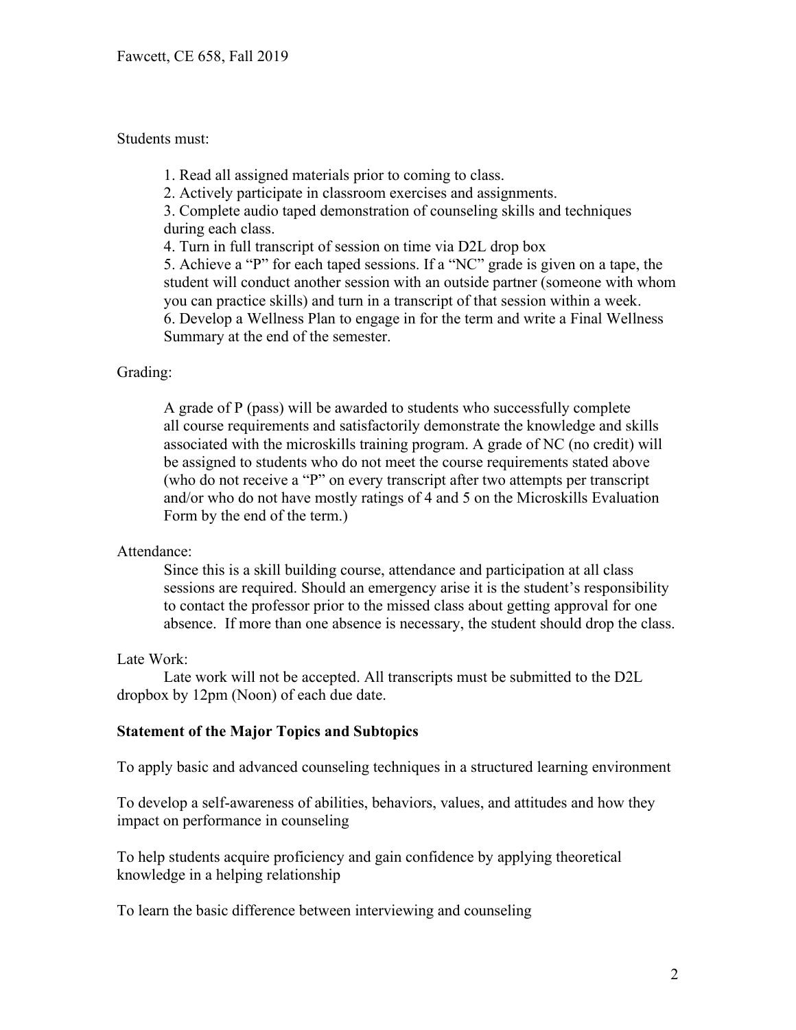Students must:

1. Read all assigned materials prior to coming to class.
2. Actively participate in classroom exercises and assignments.
3. Complete audio taped demonstration of counseling skills and techniques during each class.
4. Turn in full transcript of session on time via D2L drop box
5. Achieve a "P" for each taped sessions. If a "NC" grade is given on a tape, the student will conduct another session with an outside partner (someone with whom you can practice skills) and turn in a transcript of that session within a week.
6. Develop a Wellness Plan to engage in for the term and write a Final Wellness Summary at the end of the semester.

Grading:

A grade of P (pass) will be awarded to students who successfully complete all course requirements and satisfactorily demonstrate the knowledge and skills associated with the microskills training program. A grade of NC (no credit) will be assigned to students who do not meet the course requirements stated above (who do not receive a "P" on every transcript after two attempts per transcript and/or who do not have mostly ratings of 4 and 5 on the Microskills Evaluation Form by the end of the term.)

Attendance:

Since this is a skill building course, attendance and participation at all class sessions are required. Should an emergency arise it is the student's responsibility to contact the professor prior to the missed class about getting approval for one absence. If more than one absence is necessary, the student should drop the class.

Late Work:

Late work will not be accepted. All transcripts must be submitted to the D2L dropbox by 12pm (Noon) of each due date.

**Statement of the Major Topics and Subtopics**

To apply basic and advanced counseling techniques in a structured learning environment

To develop a self-awareness of abilities, behaviors, values, and attitudes and how they impact on performance in counseling

To help students acquire proficiency and gain confidence by applying theoretical knowledge in a helping relationship

To learn the basic difference between interviewing and counseling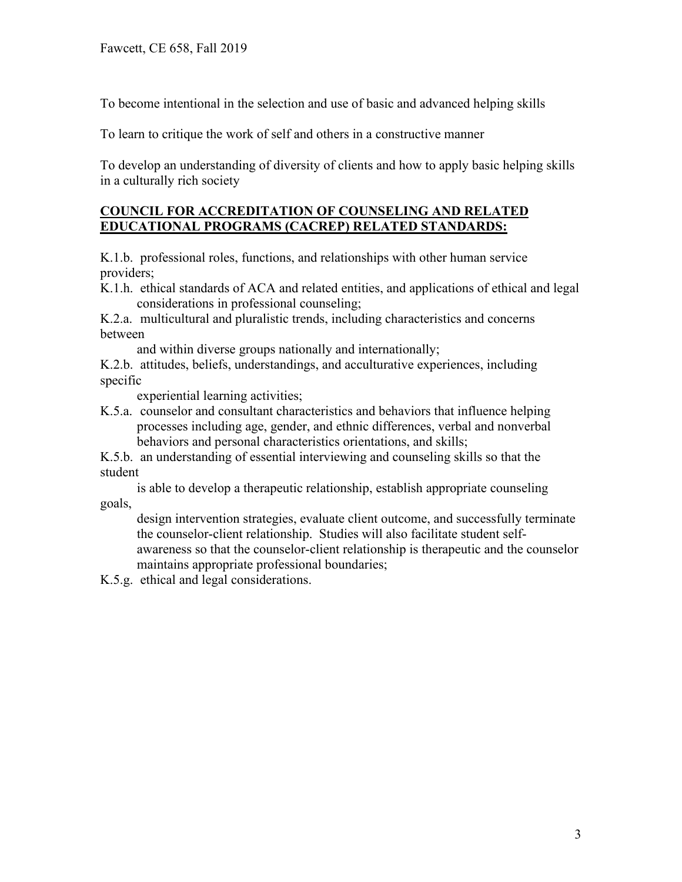To become intentional in the selection and use of basic and advanced helping skills

To learn to critique the work of self and others in a constructive manner

To develop an understanding of diversity of clients and how to apply basic helping skills in a culturally rich society

## COUNCIL FOR ACCREDITATION OF COUNSELING AND RELATED EDUCATIONAL PROGRAMS (CACREP) RELATED STANDARDS:

K.1.b. professional roles, functions, and relationships with other human service providers;

K.1.h. ethical standards of ACA and related entities, and applications of ethical and legal considerations in professional counseling;

K.2.a. multicultural and pluralistic trends, including characteristics and concerns between and within diverse groups nationally and internationally;

K.2.b. attitudes, beliefs, understandings, and acculturative experiences, including specific experiential learning activities;

K.5.a. counselor and consultant characteristics and behaviors that influence helping processes including age, gender, and ethnic differences, verbal and nonverbal behaviors and personal characteristics orientations, and skills;

K.5.b. an understanding of essential interviewing and counseling skills so that the student is able to develop a therapeutic relationship, establish appropriate counseling goals, design intervention strategies, evaluate client outcome, and successfully terminate the counselor-client relationship. Studies will also facilitate student self-awareness so that the counselor-client relationship is therapeutic and the counselor maintains appropriate professional boundaries;

K.5.g. ethical and legal considerations.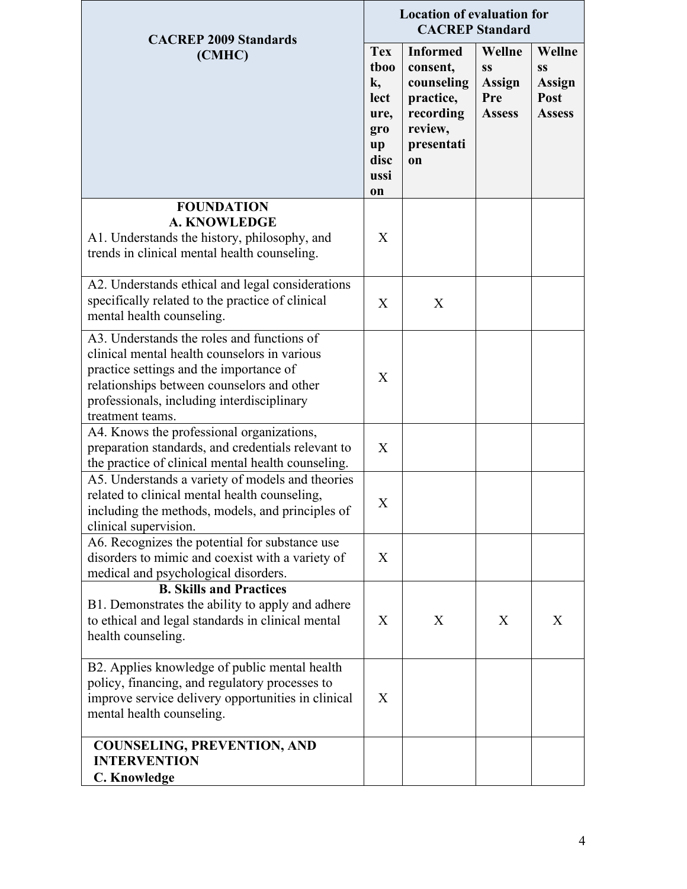| CACREP 2009 Standards (CMHC) | Location of evaluation for CACREP Standard | | | |
|---|---|---|---|---|
| | Textbook, lecture, group discussion | Informed consent, counseling practice, recording review, presentation | Wellness Assign Pre Assess | Wellness Assign Post Assess |
| **FOUNDATION** **A. KNOWLEDGE** A1. Understands the history, philosophy, and trends in clinical mental health counseling. | X | | | |
| A2. Understands ethical and legal considerations specifically related to the practice of clinical mental health counseling. | X | X | | |
| A3. Understands the roles and functions of clinical mental health counselors in various practice settings and the importance of relationships between counselors and other professionals, including interdisciplinary treatment teams. | X | | | |
| A4. Knows the professional organizations, preparation standards, and credentials relevant to the practice of clinical mental health counseling. | X | | | |
| A5. Understands a variety of models and theories related to clinical mental health counseling, including the methods, models, and principles of clinical supervision. | X | | | |
| A6. Recognizes the potential for substance use disorders to mimic and coexist with a variety of medical and psychological disorders. | X | | | |
| **B. Skills and Practices** B1. Demonstrates the ability to apply and adhere to ethical and legal standards in clinical mental health counseling. | X | X | X | X |
| B2. Applies knowledge of public mental health policy, financing, and regulatory processes to improve service delivery opportunities in clinical mental health counseling. | X | | | |
| **COUNSELING, PREVENTION, AND INTERVENTION** **C. Knowledge** | | | | |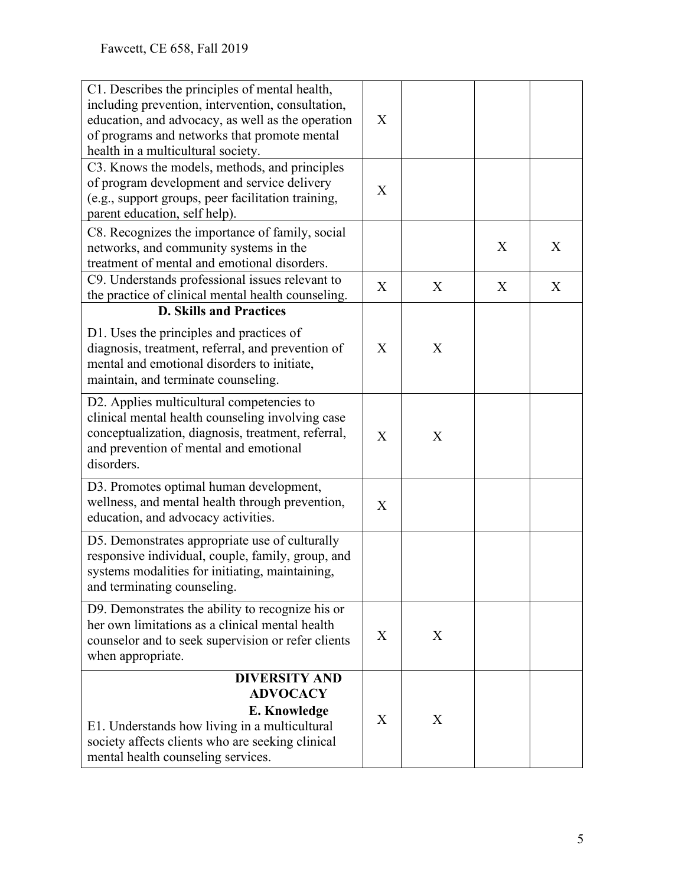| | | | | |
|---|---|---|---|---|
| C1. Describes the principles of mental health, including prevention, intervention, consultation, education, and advocacy, as well as the operation of programs and networks that promote mental health in a multicultural society. | X | | | |
| C3. Knows the models, methods, and principles of program development and service delivery (e.g., support groups, peer facilitation training, parent education, self help). | X | | | |
| C8. Recognizes the importance of family, social networks, and community systems in the treatment of mental and emotional disorders. | | | X | X |
| C9. Understands professional issues relevant to the practice of clinical mental health counseling. | X | X | X | X |
| **D. Skills and Practices** D1. Uses the principles and practices of diagnosis, treatment, referral, and prevention of mental and emotional disorders to initiate, maintain, and terminate counseling. | X | X | | |
| D2. Applies multicultural competencies to clinical mental health counseling involving case conceptualization, diagnosis, treatment, referral, and prevention of mental and emotional disorders. | X | X | | |
| D3. Promotes optimal human development, wellness, and mental health through prevention, education, and advocacy activities. | X | | | |
| D5. Demonstrates appropriate use of culturally responsive individual, couple, family, group, and systems modalities for initiating, maintaining, and terminating counseling. | | | | |
| D9. Demonstrates the ability to recognize his or her own limitations as a clinical mental health counselor and to seek supervision or refer clients when appropriate. | X | X | | |
| **DIVERSITY AND ADVOCACY** **E. Knowledge** E1. Understands how living in a multicultural society affects clients who are seeking clinical mental health counseling services. | X | X | | |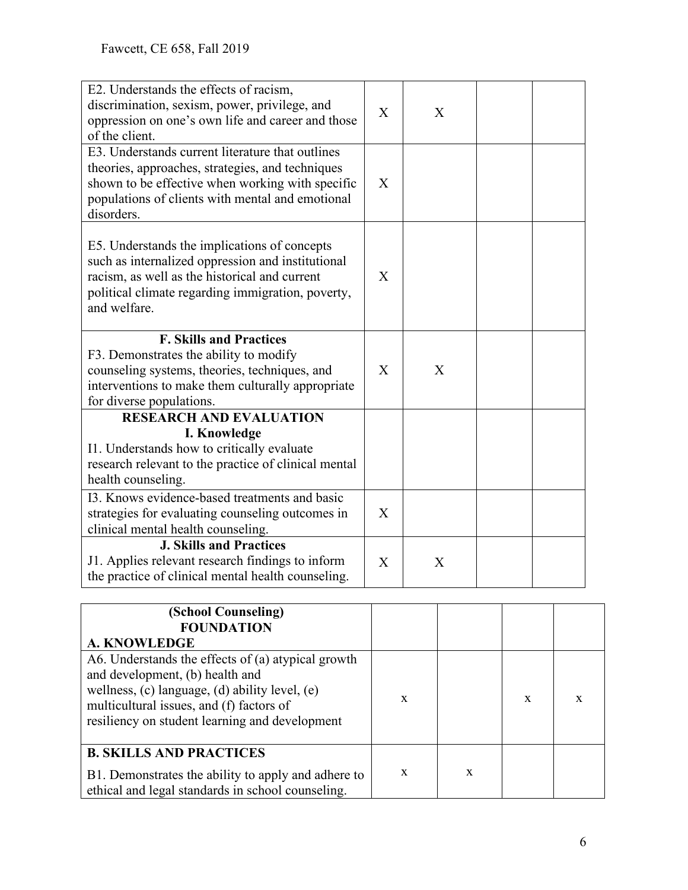| | | | | |
|---|---|---|---|---|
| E2. Understands the effects of racism, discrimination, sexism, power, privilege, and oppression on one's own life and career and those of the client. | X | X | | |
| E3. Understands current literature that outlines theories, approaches, strategies, and techniques shown to be effective when working with specific populations of clients with mental and emotional disorders. | X | | | |
| E5. Understands the implications of concepts such as internalized oppression and institutional racism, as well as the historical and current political climate regarding immigration, poverty, and welfare. | X | | | |
| **F. Skills and Practices** F3. Demonstrates the ability to modify counseling systems, theories, techniques, and interventions to make them culturally appropriate for diverse populations. | X | X | | |
| **RESEARCH AND EVALUATION** **I. Knowledge** I1. Understands how to critically evaluate research relevant to the practice of clinical mental health counseling. | | | | |
| I3. Knows evidence-based treatments and basic strategies for evaluating counseling outcomes in clinical mental health counseling. | X | | | |
| **J. Skills and Practices** J1. Applies relevant research findings to inform the practice of clinical mental health counseling. | X | X | | |

| **(School Counseling)** **FOUNDATION** **A. KNOWLEDGE** | | | | |
|---|---|---|---|---|
| A6. Understands the effects of (a) atypical growth and development, (b) health and wellness, (c) language, (d) ability level, (e) multicultural issues, and (f) factors of resiliency on student learning and development | x | | x | x |
| **B. SKILLS AND PRACTICES** B1. Demonstrates the ability to apply and adhere to ethical and legal standards in school counseling. | x | x | | |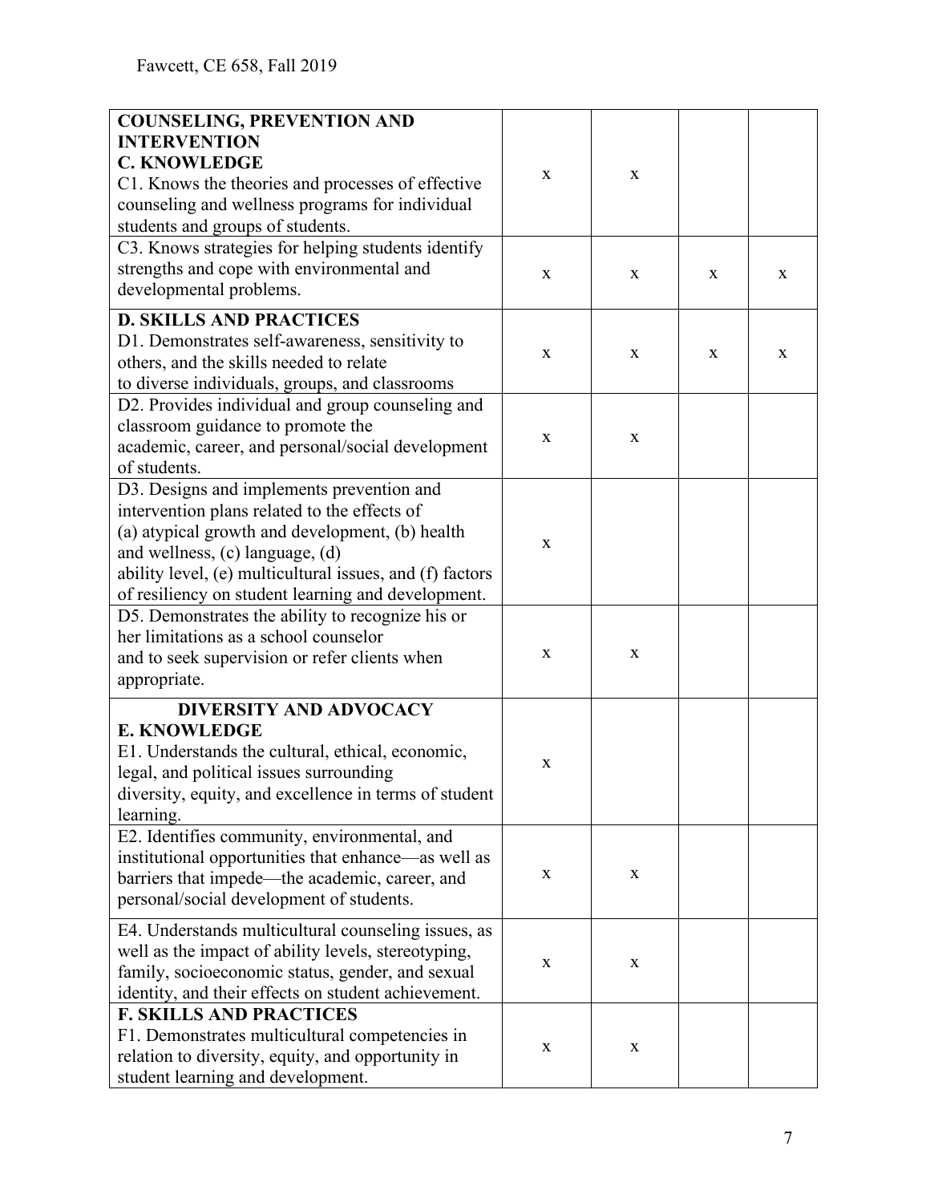| | | | | |
|---|---|---|---|---|
| **COUNSELING, PREVENTION AND INTERVENTION**<br>**C. KNOWLEDGE**<br>C1. Knows the theories and processes of effective counseling and wellness programs for individual students and groups of students. | x | x | | |
| C3. Knows strategies for helping students identify strengths and cope with environmental and developmental problems. | x | x | x | x |
| **D. SKILLS AND PRACTICES**<br>D1. Demonstrates self-awareness, sensitivity to others, and the skills needed to relate to diverse individuals, groups, and classrooms | x | x | x | x |
| D2. Provides individual and group counseling and classroom guidance to promote the academic, career, and personal/social development of students. | x | x | | |
| D3. Designs and implements prevention and intervention plans related to the effects of (a) atypical growth and development, (b) health and wellness, (c) language, (d) ability level, (e) multicultural issues, and (f) factors of resiliency on student learning and development. | x | | | |
| D5. Demonstrates the ability to recognize his or her limitations as a school counselor and to seek supervision or refer clients when appropriate. | x | x | | |
| **DIVERSITY AND ADVOCACY**<br>**E. KNOWLEDGE**<br>E1. Understands the cultural, ethical, economic, legal, and political issues surrounding diversity, equity, and excellence in terms of student learning. | x | | | |
| E2. Identifies community, environmental, and institutional opportunities that enhance—as well as barriers that impede—the academic, career, and personal/social development of students. | x | x | | |
| E4. Understands multicultural counseling issues, as well as the impact of ability levels, stereotyping, family, socioeconomic status, gender, and sexual identity, and their effects on student achievement. | x | x | | |
| **F. SKILLS AND PRACTICES**<br>F1. Demonstrates multicultural competencies in relation to diversity, equity, and opportunity in student learning and development. | x | x | | |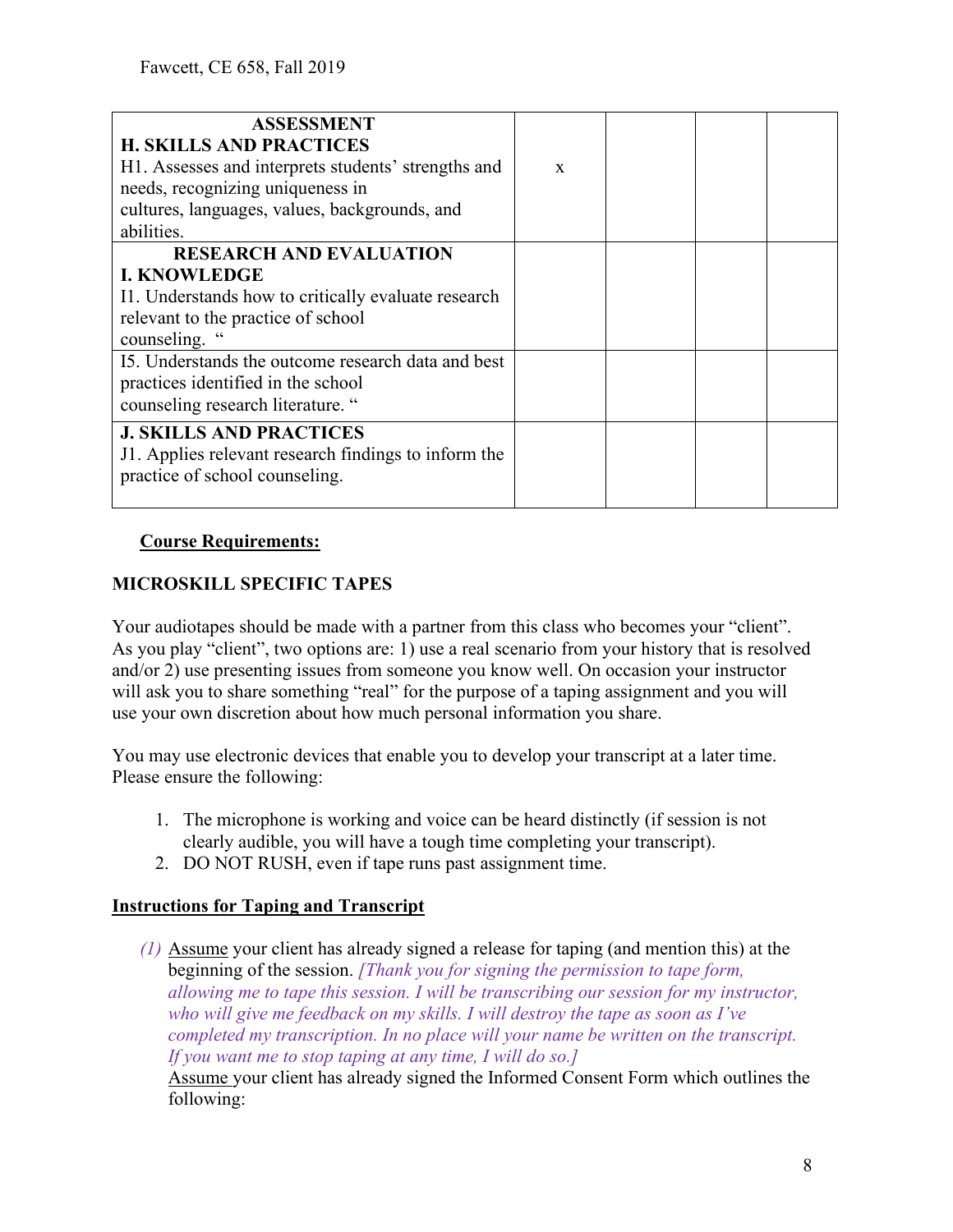| **ASSESSMENT**<br>**H. SKILLS AND PRACTICES**<br>H1. Assesses and interprets students' strengths and needs, recognizing uniqueness in cultures, languages, values, backgrounds, and abilities. | x | | | |
|---|---|---|---|---|
| **RESEARCH AND EVALUATION**<br>**I. KNOWLEDGE**<br>I1. Understands how to critically evaluate research relevant to the practice of school counseling. " | | | | |
| I5. Understands the outcome research data and best practices identified in the school counseling research literature. " | | | | |
| **J. SKILLS AND PRACTICES**<br>J1. Applies relevant research findings to inform the practice of school counseling. | | | | |

**<u>Course Requirements:</u>**

**MICROSKILL SPECIFIC TAPES**

Your audiotapes should be made with a partner from this class who becomes your "client". As you play "client", two options are: 1) use a real scenario from your history that is resolved and/or 2) use presenting issues from someone you know well. On occasion your instructor will ask you to share something "real" for the purpose of a taping assignment and you will use your own discretion about how much personal information you share.

You may use electronic devices that enable you to develop your transcript at a later time. Please ensure the following:

1. The microphone is working and voice can be heard distinctly (if session is not clearly audible, you will have a tough time completing your transcript).
2. DO NOT RUSH, even if tape runs past assignment time.

**<u>Instructions for Taping and Transcript</u>**

*(1)* <u>Assume</u> your client has already signed a release for taping (and mention this) at the beginning of the session. *[Thank you for signing the permission to tape form, allowing me to tape this session. I will be transcribing our session for my instructor, who will give me feedback on my skills. I will destroy the tape as soon as I've completed my transcription. In no place will your name be written on the transcript. If you want me to stop taping at any time, I will do so.]*
<u>Assume</u> your client has already signed the Informed Consent Form which outlines the following: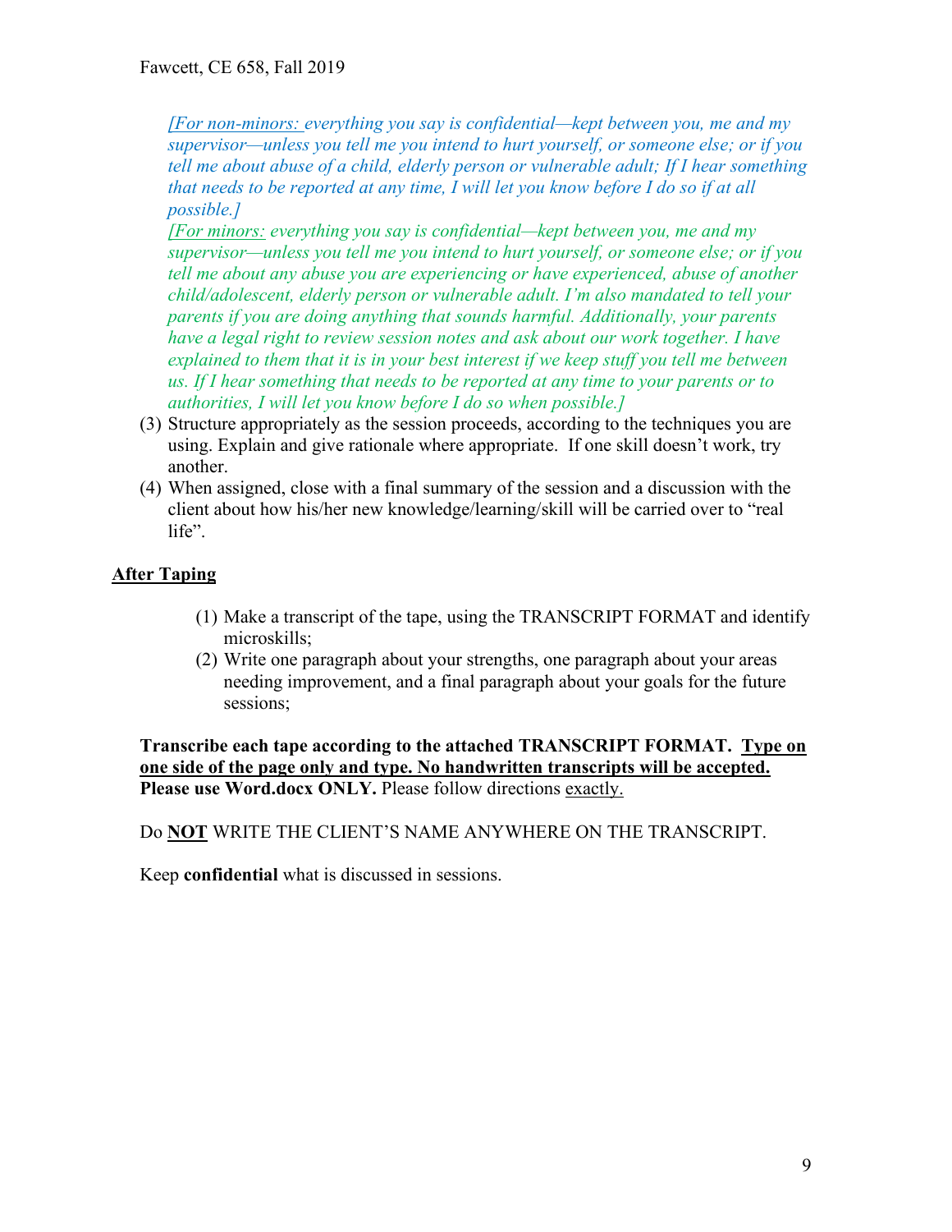*[For non-minors: everything you say is confidential—kept between you, me and my supervisor—unless you tell me you intend to hurt yourself, or someone else; or if you tell me about abuse of a child, elderly person or vulnerable adult; If I hear something that needs to be reported at any time, I will let you know before I do so if at all possible.]*

*[For minors: everything you say is confidential—kept between you, me and my supervisor—unless you tell me you intend to hurt yourself, or someone else; or if you tell me about any abuse you are experiencing or have experienced, abuse of another child/adolescent, elderly person or vulnerable adult. I'm also mandated to tell your parents if you are doing anything that sounds harmful. Additionally, your parents have a legal right to review session notes and ask about our work together. I have explained to them that it is in your best interest if we keep stuff you tell me between us. If I hear something that needs to be reported at any time to your parents or to authorities, I will let you know before I do so when possible.]*

(3) Structure appropriately as the session proceeds, according to the techniques you are using. Explain and give rationale where appropriate. If one skill doesn't work, try another.

(4) When assigned, close with a final summary of the session and a discussion with the client about how his/her new knowledge/learning/skill will be carried over to "real life".

**<u>After Taping</u>**

(1) Make a transcript of the tape, using the TRANSCRIPT FORMAT and identify microskills;

(2) Write one paragraph about your strengths, one paragraph about your areas needing improvement, and a final paragraph about your goals for the future sessions;

**Transcribe each tape according to the attached TRANSCRIPT FORMAT. <u>Type on one side of the page only and type. No handwritten transcripts will be accepted.</u> Please use Word.docx ONLY.** Please follow directions <u>exactly.</u>

Do **<u>NOT</u>** WRITE THE CLIENT'S NAME ANYWHERE ON THE TRANSCRIPT.

Keep **confidential** what is discussed in sessions.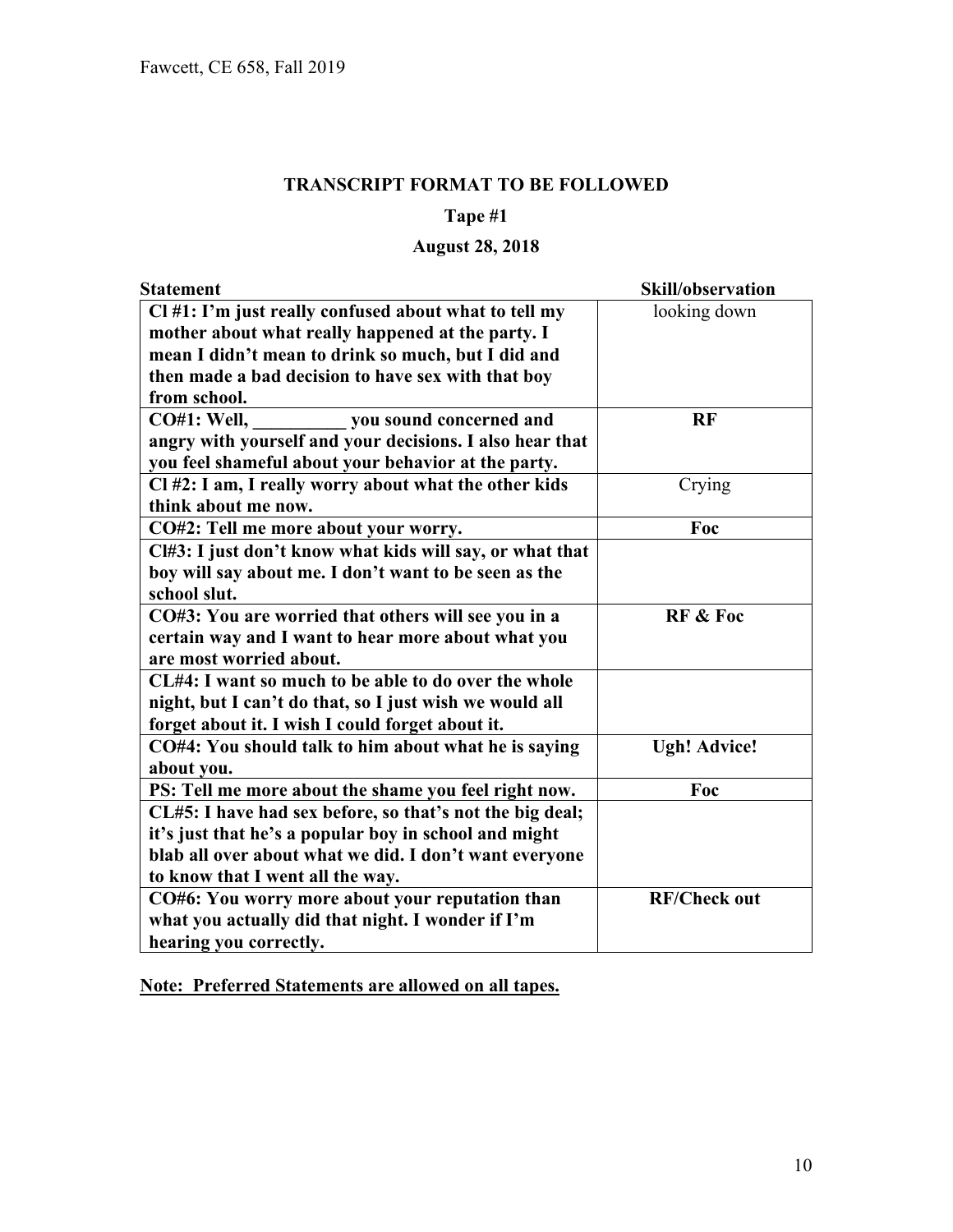**TRANSCRIPT FORMAT TO BE FOLLOWED**

**Tape #1**

**August 28, 2018**

| Statement | Skill/observation |
|---|---|
| **Cl #1: I'm just really confused about what to tell my mother about what really happened at the party. I mean I didn't mean to drink so much, but I did and then made a bad decision to have sex with that boy from school.** | looking down |
| **CO#1: Well, __________ you sound concerned and angry with yourself and your decisions. I also hear that you feel shameful about your behavior at the party.** | **RF** |
| **Cl #2: I am, I really worry about what the other kids think about me now.** | Crying |
| **CO#2: Tell me more about your worry.** | **Foc** |
| **Cl#3: I just don't know what kids will say, or what that boy will say about me. I don't want to be seen as the school slut.** | |
| **CO#3: You are worried that others will see you in a certain way and I want to hear more about what you are most worried about.** | **RF & Foc** |
| **CL#4: I want so much to be able to do over the whole night, but I can't do that, so I just wish we would all forget about it. I wish I could forget about it.** | |
| **CO#4: You should talk to him about what he is saying about you.** | **Ugh! Advice!** |
| **PS: Tell me more about the shame you feel right now.** | **Foc** |
| **CL#5: I have had sex before, so that's not the big deal; it's just that he's a popular boy in school and might blab all over about what we did. I don't want everyone to know that I went all the way.** | |
| **CO#6: You worry more about your reputation than what you actually did that night. I wonder if I'm hearing you correctly.** | **RF/Check out** |

**Note: Preferred Statements are allowed on all tapes.**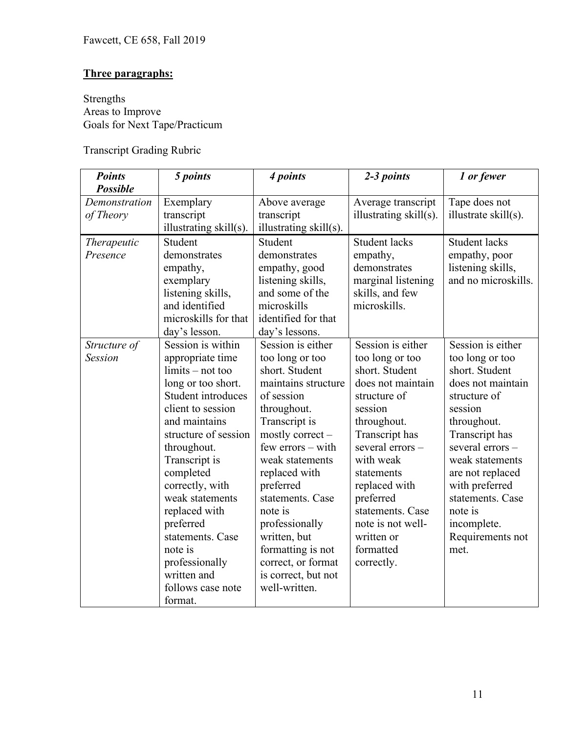**Three paragraphs:**

Strengths
Areas to Improve
Goals for Next Tape/Practicum

Transcript Grading Rubric

| ***Points Possible*** | ***5 points*** | ***4 points*** | ***2-3 points*** | ***1 or fewer*** |
|---|---|---|---|---|
| *Demonstration of Theory* | Exemplary transcript illustrating skill(s). | Above average transcript illustrating skill(s). | Average transcript illustrating skill(s). | Tape does not illustrate skill(s). |
| *Therapeutic Presence* | Student demonstrates empathy, exemplary listening skills, and identified microskills for that day's lesson. | Student demonstrates empathy, good listening skills, and some of the microskills identified for that day's lessons. | Student lacks empathy, demonstrates marginal listening skills, and few microskills. | Student lacks empathy, poor listening skills, and no microskills. |
| *Structure of Session* | Session is within appropriate time limits – not too long or too short. Student introduces client to session and maintains structure of session throughout. Transcript is completed correctly, with weak statements replaced with preferred statements. Case note is professionally written and follows case note format. | Session is either too long or too short. Student maintains structure of session throughout. Transcript is mostly correct – few errors – with weak statements replaced with preferred statements. Case note is professionally written, but formatting is not correct, or format is correct, but not well-written. | Session is either too long or too short. Student does not maintain structure of session throughout. Transcript has several errors – with weak statements replaced with preferred statements. Case note is not well-written or formatted correctly. | Session is either too long or too short. Student does not maintain structure of session throughout. Transcript has several errors – weak statements are not replaced with preferred statements. Case note is incomplete. Requirements not met. |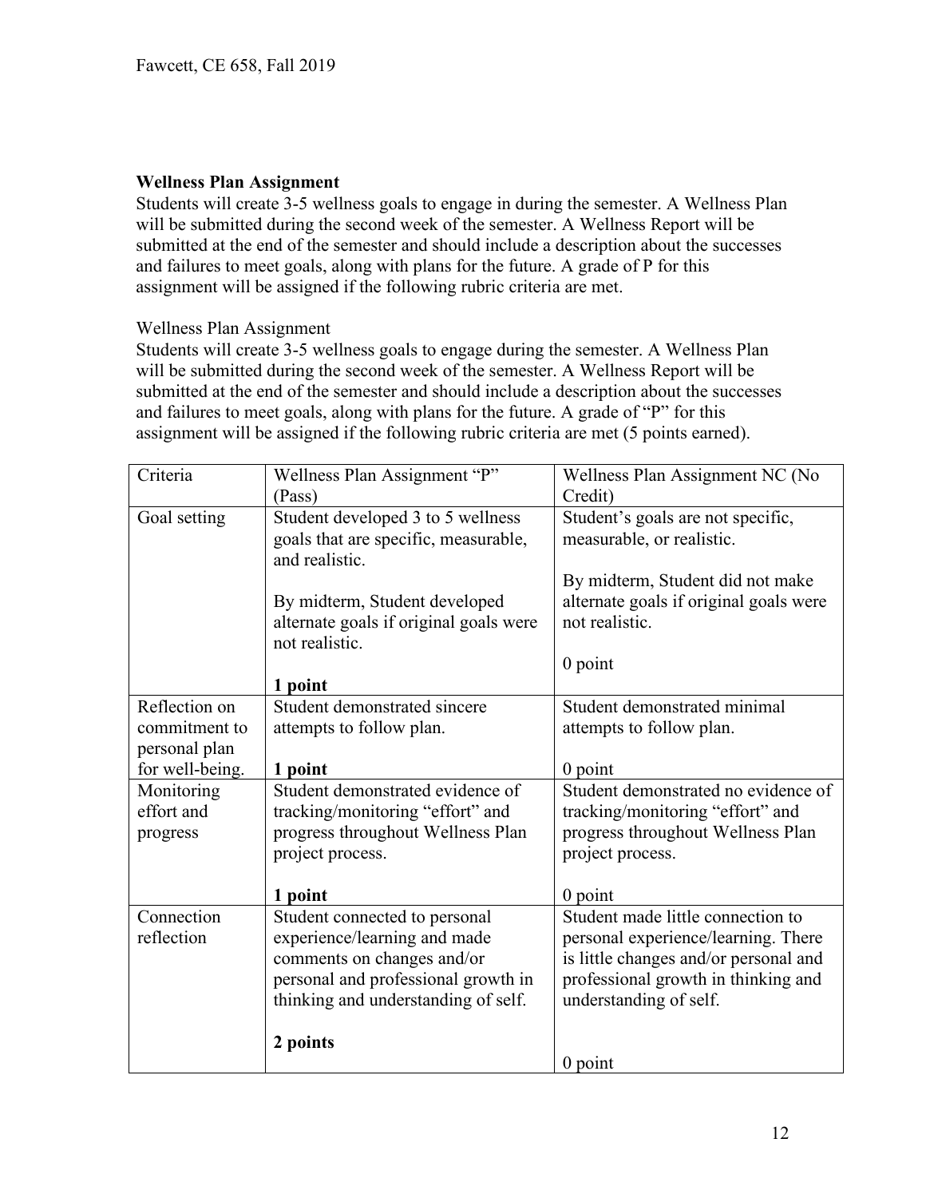**Wellness Plan Assignment**

Students will create 3-5 wellness goals to engage in during the semester. A Wellness Plan will be submitted during the second week of the semester. A Wellness Report will be submitted at the end of the semester and should include a description about the successes and failures to meet goals, along with plans for the future. A grade of P for this assignment will be assigned if the following rubric criteria are met.

Wellness Plan Assignment

Students will create 3-5 wellness goals to engage during the semester. A Wellness Plan will be submitted during the second week of the semester. A Wellness Report will be submitted at the end of the semester and should include a description about the successes and failures to meet goals, along with plans for the future. A grade of "P" for this assignment will be assigned if the following rubric criteria are met (5 points earned).

| Criteria | Wellness Plan Assignment "P" (Pass) | Wellness Plan Assignment NC (No Credit) |
|---|---|---|
| Goal setting | Student developed 3 to 5 wellness goals that are specific, measurable, and realistic.<br><br>By midterm, Student developed alternate goals if original goals were not realistic.<br><br>**1 point** | Student's goals are not specific, measurable, or realistic.<br><br>By midterm, Student did not make alternate goals if original goals were not realistic.<br><br>0 point |
| Reflection on commitment to personal plan for well-being. | Student demonstrated sincere attempts to follow plan.<br><br>**1 point** | Student demonstrated minimal attempts to follow plan.<br><br>0 point |
| Monitoring effort and progress | Student demonstrated evidence of tracking/monitoring "effort" and progress throughout Wellness Plan project process.<br><br>**1 point** | Student demonstrated no evidence of tracking/monitoring "effort" and progress throughout Wellness Plan project process.<br><br>0 point |
| Connection reflection | Student connected to personal experience/learning and made comments on changes and/or personal and professional growth in thinking and understanding of self.<br><br>**2 points** | Student made little connection to personal experience/learning. There is little changes and/or personal and professional growth in thinking and understanding of self.<br><br>0 point |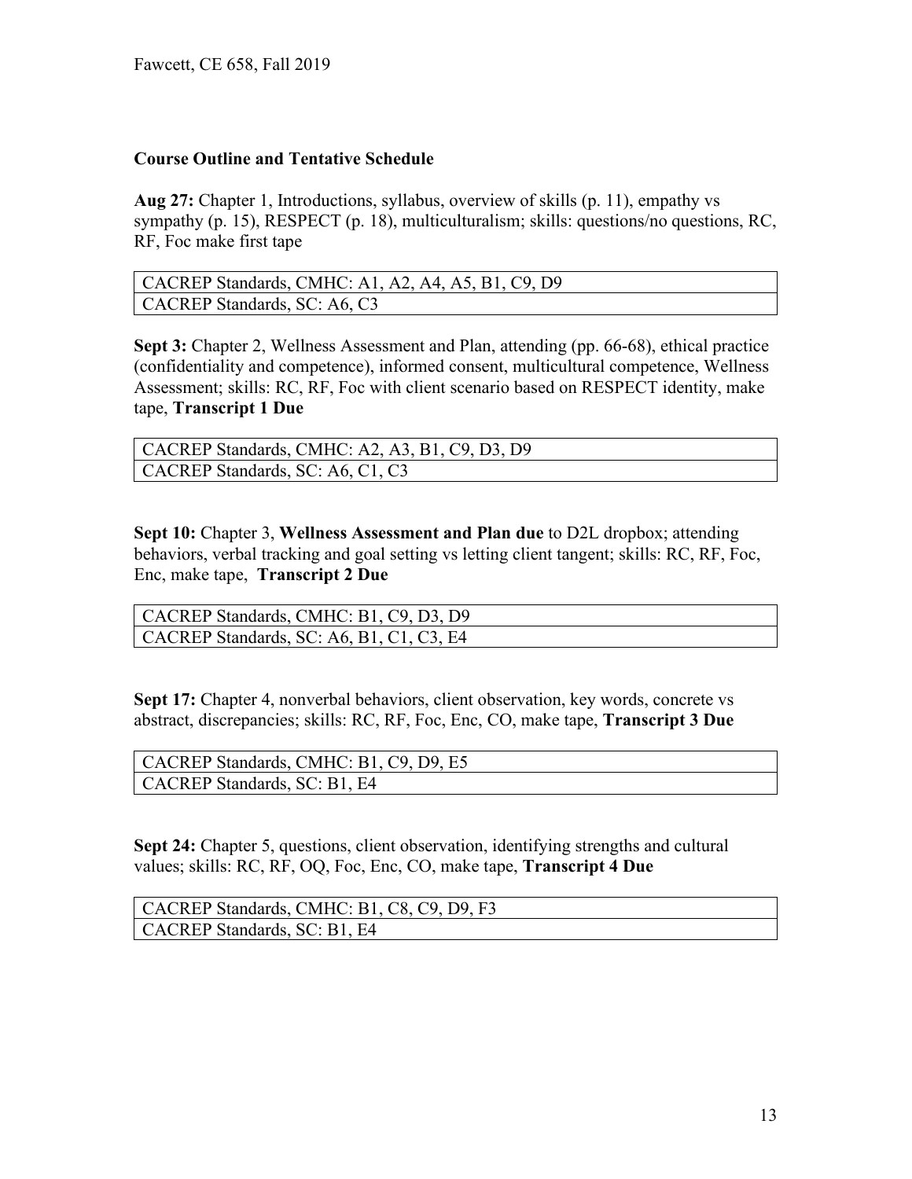**Course Outline and Tentative Schedule**

**Aug 27:** Chapter 1, Introductions, syllabus, overview of skills (p. 11), empathy vs sympathy (p. 15), RESPECT (p. 18), multiculturalism; skills: questions/no questions, RC, RF, Foc make first tape

| CACREP Standards, CMHC: A1, A2, A4, A5, B1, C9, D9 |
|---|
| CACREP Standards, SC: A6, C3 |

**Sept 3:** Chapter 2, Wellness Assessment and Plan, attending (pp. 66-68), ethical practice (confidentiality and competence), informed consent, multicultural competence, Wellness Assessment; skills: RC, RF, Foc with client scenario based on RESPECT identity, make tape, **Transcript 1 Due**

| CACREP Standards, CMHC: A2, A3, B1, C9, D3, D9 |
|---|
| CACREP Standards, SC: A6, C1, C3 |

**Sept 10:** Chapter 3, **Wellness Assessment and Plan due** to D2L dropbox; attending behaviors, verbal tracking and goal setting vs letting client tangent; skills: RC, RF, Foc, Enc, make tape, **Transcript 2 Due**

| CACREP Standards, CMHC: B1, C9, D3, D9 |
|---|
| CACREP Standards, SC: A6, B1, C1, C3, E4 |

**Sept 17:** Chapter 4, nonverbal behaviors, client observation, key words, concrete vs abstract, discrepancies; skills: RC, RF, Foc, Enc, CO, make tape, **Transcript 3 Due**

| CACREP Standards, CMHC: B1, C9, D9, E5 |
|---|
| CACREP Standards, SC: B1, E4 |

**Sept 24:** Chapter 5, questions, client observation, identifying strengths and cultural values; skills: RC, RF, OQ, Foc, Enc, CO, make tape, **Transcript 4 Due**

| CACREP Standards, CMHC: B1, C8, C9, D9, F3 |
|---|
| CACREP Standards, SC: B1, E4 |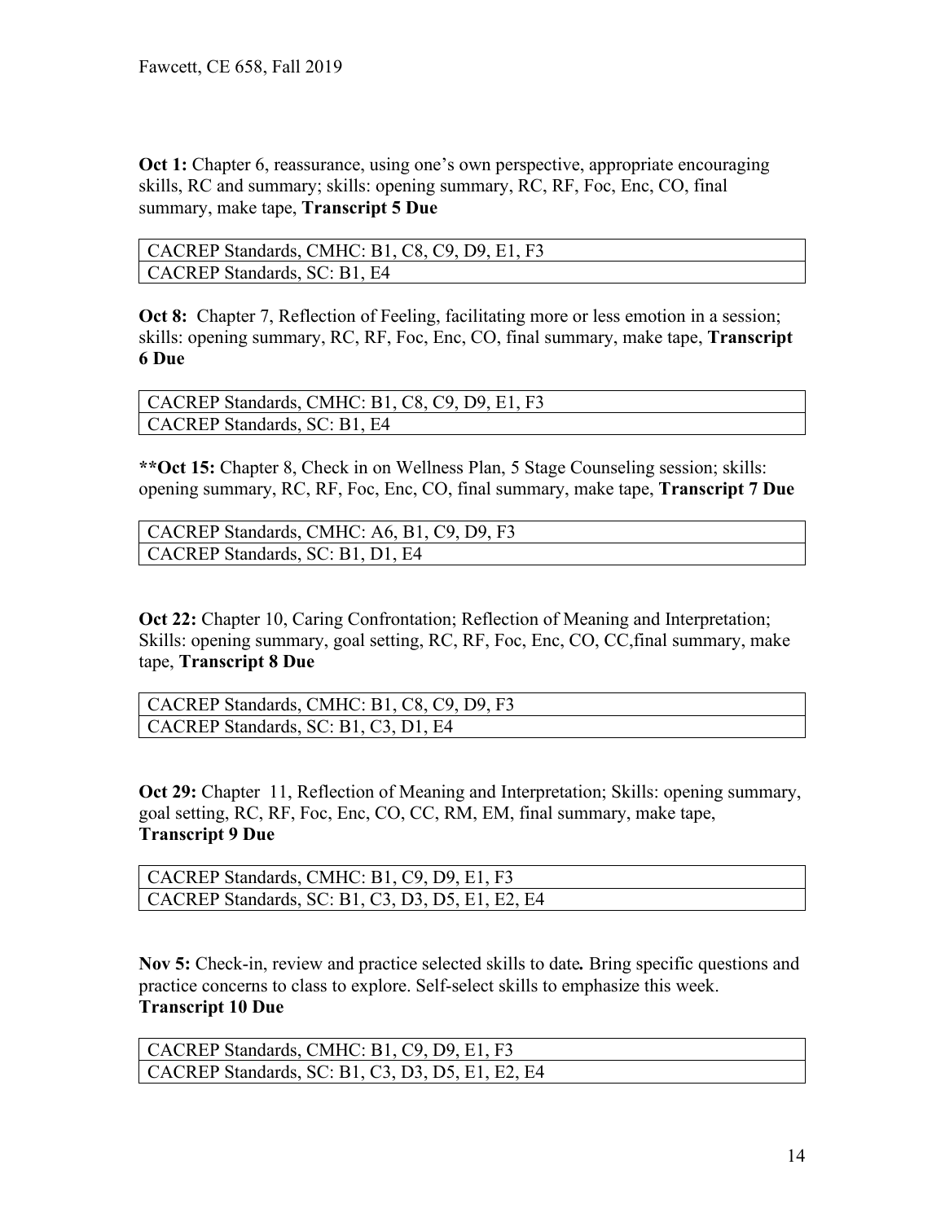**Oct 1:** Chapter 6, reassurance, using one's own perspective, appropriate encouraging skills, RC and summary; skills: opening summary, RC, RF, Foc, Enc, CO, final summary, make tape, **Transcript 5 Due**

| CACREP Standards, CMHC: B1, C8, C9, D9, E1, F3 |
|---|
| CACREP Standards, SC: B1, E4 |

**Oct 8:** Chapter 7, Reflection of Feeling, facilitating more or less emotion in a session; skills: opening summary, RC, RF, Foc, Enc, CO, final summary, make tape, **Transcript 6 Due**

| CACREP Standards, CMHC: B1, C8, C9, D9, E1, F3 |
|---|
| CACREP Standards, SC: B1, E4 |

****Oct 15:** Chapter 8, Check in on Wellness Plan, 5 Stage Counseling session; skills: opening summary, RC, RF, Foc, Enc, CO, final summary, make tape, **Transcript 7 Due**

| CACREP Standards, CMHC: A6, B1, C9, D9, F3 |
|---|
| CACREP Standards, SC: B1, D1, E4 |

**Oct 22:** Chapter 10, Caring Confrontation; Reflection of Meaning and Interpretation; Skills: opening summary, goal setting, RC, RF, Foc, Enc, CO, CC,final summary, make tape, **Transcript 8 Due**

| CACREP Standards, CMHC: B1, C8, C9, D9, F3 |
|---|
| CACREP Standards, SC: B1, C3, D1, E4 |

**Oct 29:** Chapter 11, Reflection of Meaning and Interpretation; Skills: opening summary, goal setting, RC, RF, Foc, Enc, CO, CC, RM, EM, final summary, make tape, **Transcript 9 Due**

| CACREP Standards, CMHC: B1, C9, D9, E1, F3 |
|---|
| CACREP Standards, SC: B1, C3, D3, D5, E1, E2, E4 |

**Nov 5:** Check-in, review and practice selected skills to date*.* Bring specific questions and practice concerns to class to explore. Self-select skills to emphasize this week. **Transcript 10 Due**

| CACREP Standards, CMHC: B1, C9, D9, E1, F3 |
|---|
| CACREP Standards, SC: B1, C3, D3, D5, E1, E2, E4 |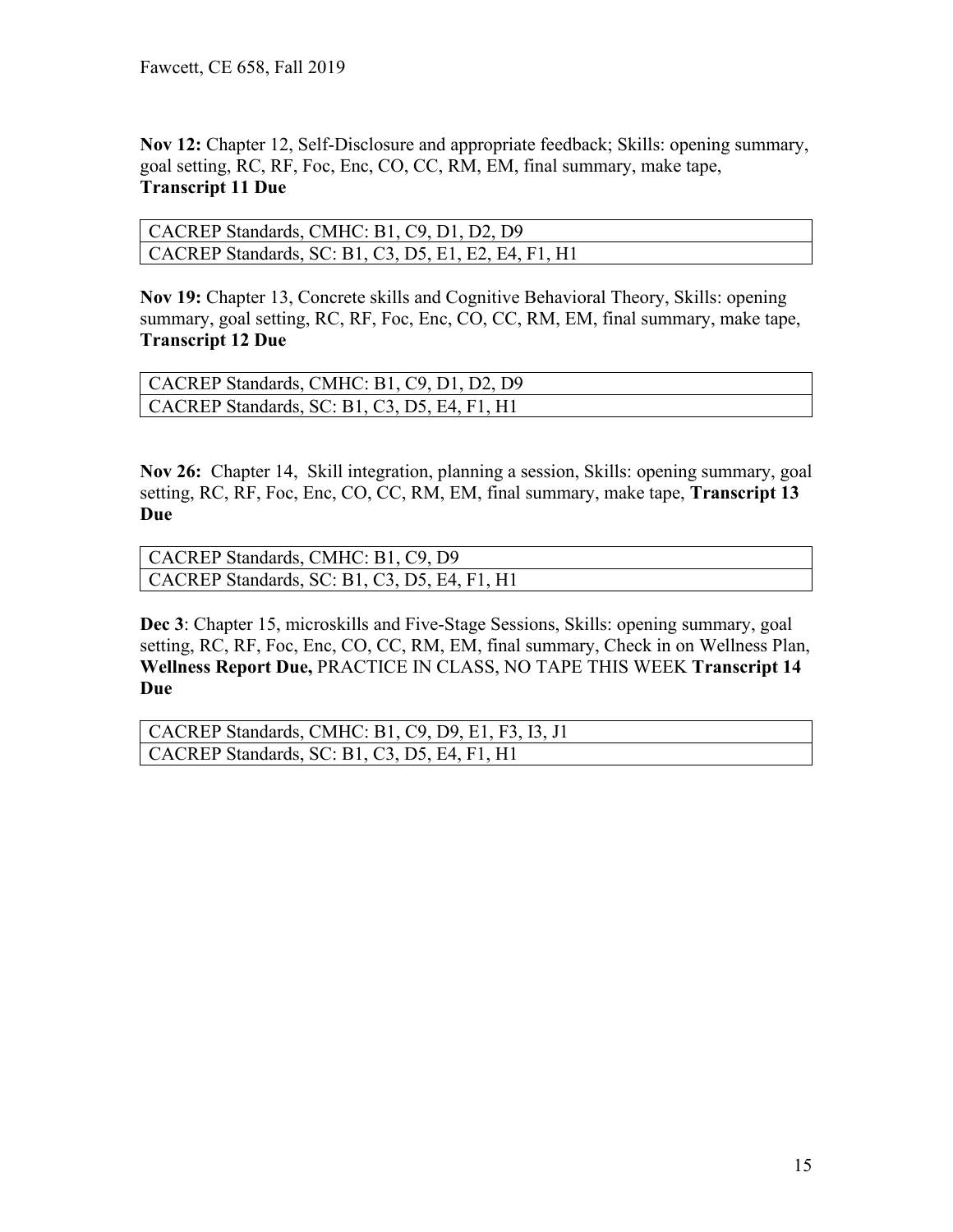**Nov 12:** Chapter 12, Self-Disclosure and appropriate feedback; Skills: opening summary, goal setting, RC, RF, Foc, Enc, CO, CC, RM, EM, final summary, make tape, **Transcript 11 Due**

| CACREP Standards, CMHC: B1, C9, D1, D2, D9 |
|---|
| CACREP Standards, SC: B1, C3, D5, E1, E2, E4, F1, H1 |

**Nov 19:** Chapter 13, Concrete skills and Cognitive Behavioral Theory, Skills: opening summary, goal setting, RC, RF, Foc, Enc, CO, CC, RM, EM, final summary, make tape, **Transcript 12 Due**

| CACREP Standards, CMHC: B1, C9, D1, D2, D9 |
|---|
| CACREP Standards, SC: B1, C3, D5, E4, F1, H1 |

**Nov 26:** Chapter 14, Skill integration, planning a session, Skills: opening summary, goal setting, RC, RF, Foc, Enc, CO, CC, RM, EM, final summary, make tape, **Transcript 13 Due**

| CACREP Standards, CMHC: B1, C9, D9 |
|---|
| CACREP Standards, SC: B1, C3, D5, E4, F1, H1 |

**Dec 3**: Chapter 15, microskills and Five-Stage Sessions, Skills: opening summary, goal setting, RC, RF, Foc, Enc, CO, CC, RM, EM, final summary, Check in on Wellness Plan, **Wellness Report Due,** PRACTICE IN CLASS, NO TAPE THIS WEEK **Transcript 14 Due**

| CACREP Standards, CMHC: B1, C9, D9, E1, F3, I3, J1 |
|---|
| CACREP Standards, SC: B1, C3, D5, E4, F1, H1 |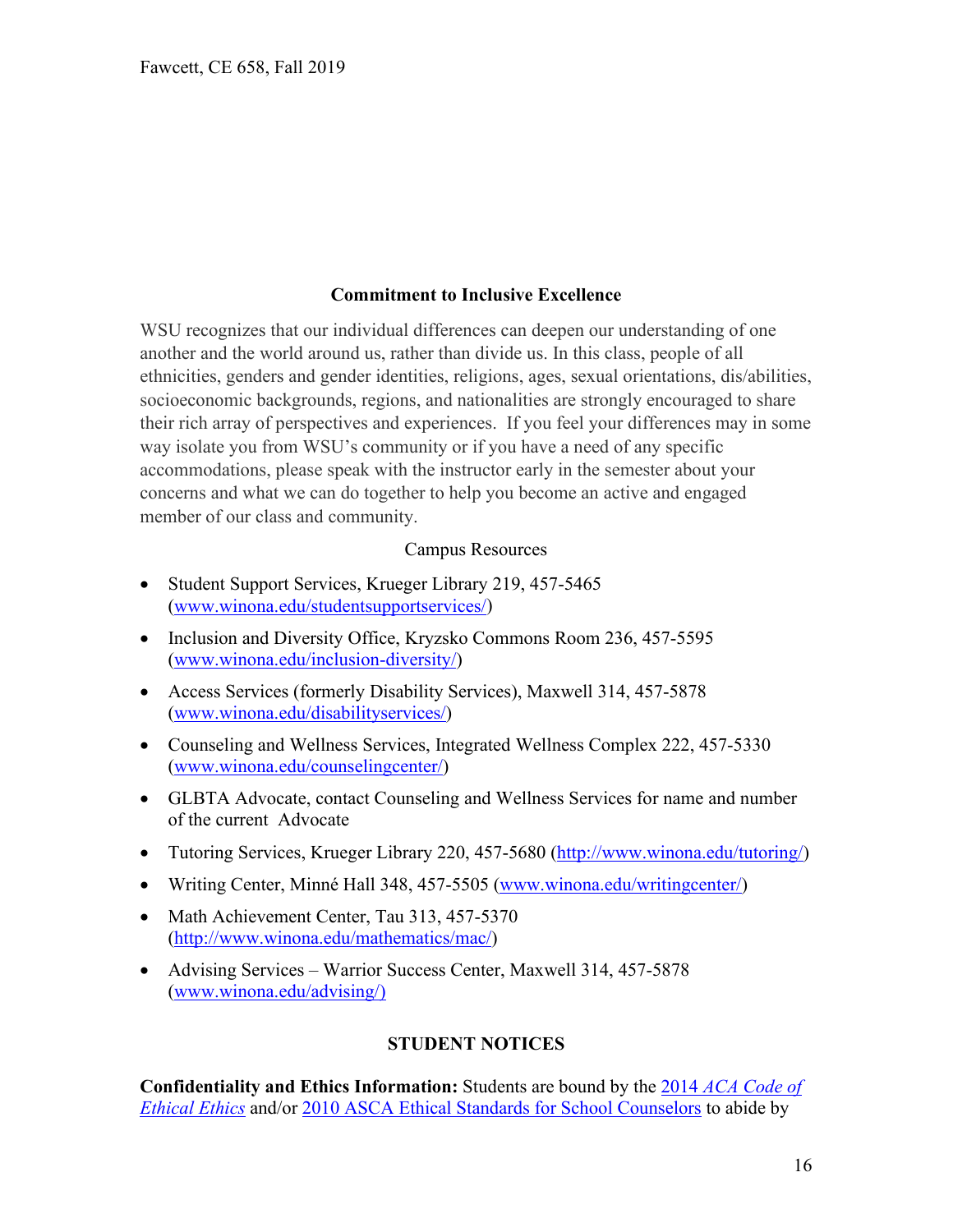### Commitment to Inclusive Excellence

WSU recognizes that our individual differences can deepen our understanding of one another and the world around us, rather than divide us. In this class, people of all ethnicities, genders and gender identities, religions, ages, sexual orientations, dis/abilities, socioeconomic backgrounds, regions, and nationalities are strongly encouraged to share their rich array of perspectives and experiences. If you feel your differences may in some way isolate you from WSU's community or if you have a need of any specific accommodations, please speak with the instructor early in the semester about your concerns and what we can do together to help you become an active and engaged member of our class and community.

Campus Resources

- Student Support Services, Krueger Library 219, 457-5465 (www.winona.edu/studentsupportservices/)
- Inclusion and Diversity Office, Kryzsko Commons Room 236, 457-5595 (www.winona.edu/inclusion-diversity/)
- Access Services (formerly Disability Services), Maxwell 314, 457-5878 (www.winona.edu/disabilityservices/)
- Counseling and Wellness Services, Integrated Wellness Complex 222, 457-5330 (www.winona.edu/counselingcenter/)
- GLBTA Advocate, contact Counseling and Wellness Services for name and number of the current Advocate
- Tutoring Services, Krueger Library 220, 457-5680 (http://www.winona.edu/tutoring/)
- Writing Center, Minné Hall 348, 457-5505 (www.winona.edu/writingcenter/)
- Math Achievement Center, Tau 313, 457-5370 (http://www.winona.edu/mathematics/mac/)
- Advising Services – Warrior Success Center, Maxwell 314, 457-5878 (www.winona.edu/advising/)

### STUDENT NOTICES

**Confidentiality and Ethics Information:** Students are bound by the 2014 *ACA Code of Ethical Ethics* and/or 2010 ASCA Ethical Standards for School Counselors to abide by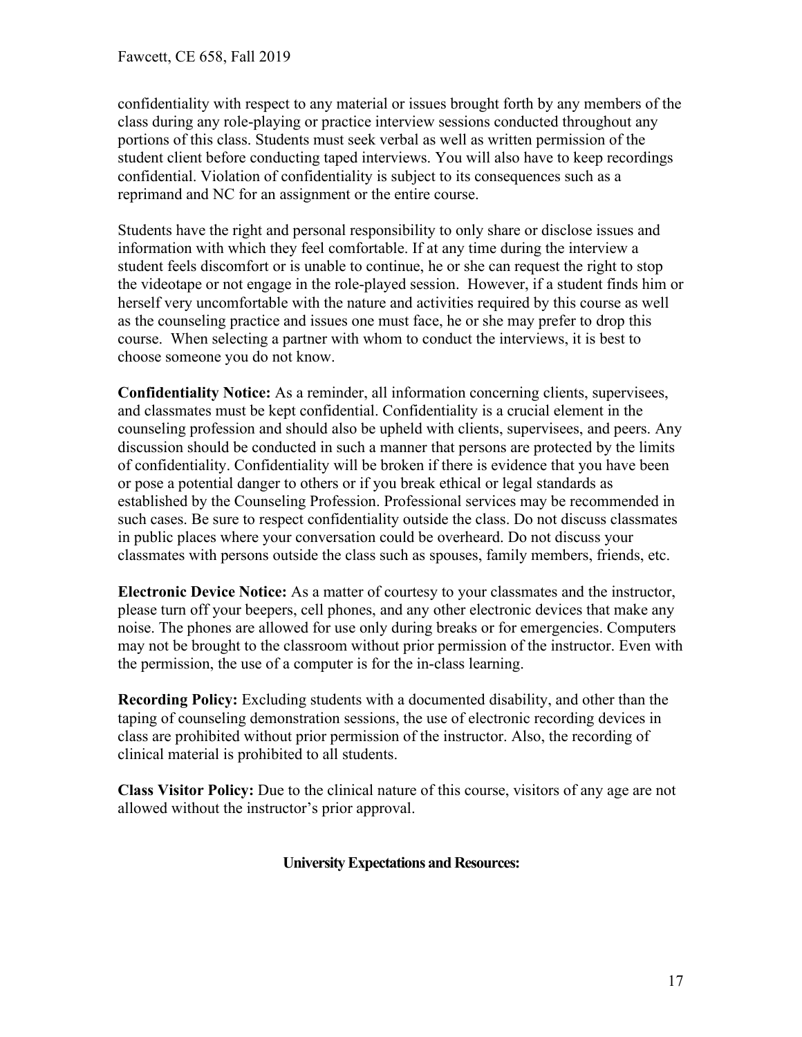confidentiality with respect to any material or issues brought forth by any members of the class during any role-playing or practice interview sessions conducted throughout any portions of this class. Students must seek verbal as well as written permission of the student client before conducting taped interviews. You will also have to keep recordings confidential. Violation of confidentiality is subject to its consequences such as a reprimand and NC for an assignment or the entire course.

Students have the right and personal responsibility to only share or disclose issues and information with which they feel comfortable. If at any time during the interview a student feels discomfort or is unable to continue, he or she can request the right to stop the videotape or not engage in the role-played session. However, if a student finds him or herself very uncomfortable with the nature and activities required by this course as well as the counseling practice and issues one must face, he or she may prefer to drop this course. When selecting a partner with whom to conduct the interviews, it is best to choose someone you do not know.

**Confidentiality Notice:** As a reminder, all information concerning clients, supervisees, and classmates must be kept confidential. Confidentiality is a crucial element in the counseling profession and should also be upheld with clients, supervisees, and peers. Any discussion should be conducted in such a manner that persons are protected by the limits of confidentiality. Confidentiality will be broken if there is evidence that you have been or pose a potential danger to others or if you break ethical or legal standards as established by the Counseling Profession. Professional services may be recommended in such cases. Be sure to respect confidentiality outside the class. Do not discuss classmates in public places where your conversation could be overheard. Do not discuss your classmates with persons outside the class such as spouses, family members, friends, etc.

**Electronic Device Notice:** As a matter of courtesy to your classmates and the instructor, please turn off your beepers, cell phones, and any other electronic devices that make any noise. The phones are allowed for use only during breaks or for emergencies. Computers may not be brought to the classroom without prior permission of the instructor. Even with the permission, the use of a computer is for the in-class learning.

**Recording Policy:** Excluding students with a documented disability, and other than the taping of counseling demonstration sessions, the use of electronic recording devices in class are prohibited without prior permission of the instructor. Also, the recording of clinical material is prohibited to all students.

**Class Visitor Policy:** Due to the clinical nature of this course, visitors of any age are not allowed without the instructor's prior approval.

## University Expectations and Resources: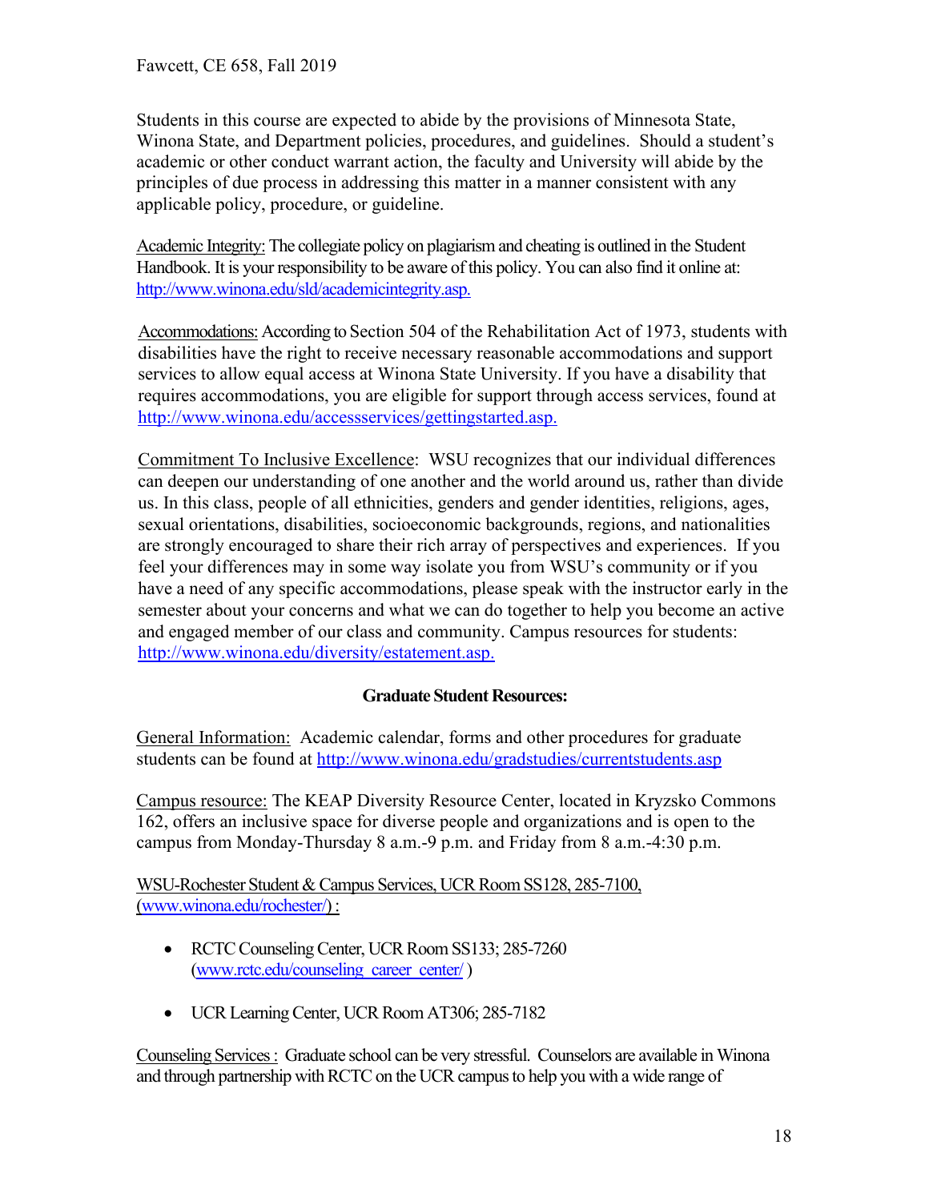Students in this course are expected to abide by the provisions of Minnesota State, Winona State, and Department policies, procedures, and guidelines. Should a student's academic or other conduct warrant action, the faculty and University will abide by the principles of due process in addressing this matter in a manner consistent with any applicable policy, procedure, or guideline.

Academic Integrity: The collegiate policy on plagiarism and cheating is outlined in the Student Handbook. It is your responsibility to be aware of this policy. You can also find it online at: http://www.winona.edu/sld/academicintegrity.asp.

Accommodations: According to Section 504 of the Rehabilitation Act of 1973, students with disabilities have the right to receive necessary reasonable accommodations and support services to allow equal access at Winona State University. If you have a disability that requires accommodations, you are eligible for support through access services, found at http://www.winona.edu/accessservices/gettingstarted.asp.

Commitment To Inclusive Excellence: WSU recognizes that our individual differences can deepen our understanding of one another and the world around us, rather than divide us. In this class, people of all ethnicities, genders and gender identities, religions, ages, sexual orientations, disabilities, socioeconomic backgrounds, regions, and nationalities are strongly encouraged to share their rich array of perspectives and experiences. If you feel your differences may in some way isolate you from WSU's community or if you have a need of any specific accommodations, please speak with the instructor early in the semester about your concerns and what we can do together to help you become an active and engaged member of our class and community. Campus resources for students: http://www.winona.edu/diversity/estatement.asp.

**Graduate Student Resources:**

General Information: Academic calendar, forms and other procedures for graduate students can be found at http://www.winona.edu/gradstudies/currentstudents.asp

Campus resource: The KEAP Diversity Resource Center, located in Kryzsko Commons 162, offers an inclusive space for diverse people and organizations and is open to the campus from Monday-Thursday 8 a.m.-9 p.m. and Friday from 8 a.m.-4:30 p.m.

WSU-Rochester Student & Campus Services, UCR Room SS128, 285-7100, (www.winona.edu/rochester/) :

- RCTC Counseling Center, UCR Room SS133; 285-7260 (www.rctc.edu/counseling_career_center/ )
- UCR Learning Center, UCR Room AT306; 285-7182

Counseling Services : Graduate school can be very stressful. Counselors are available in Winona and through partnership with RCTC on the UCR campus to help you with a wide range of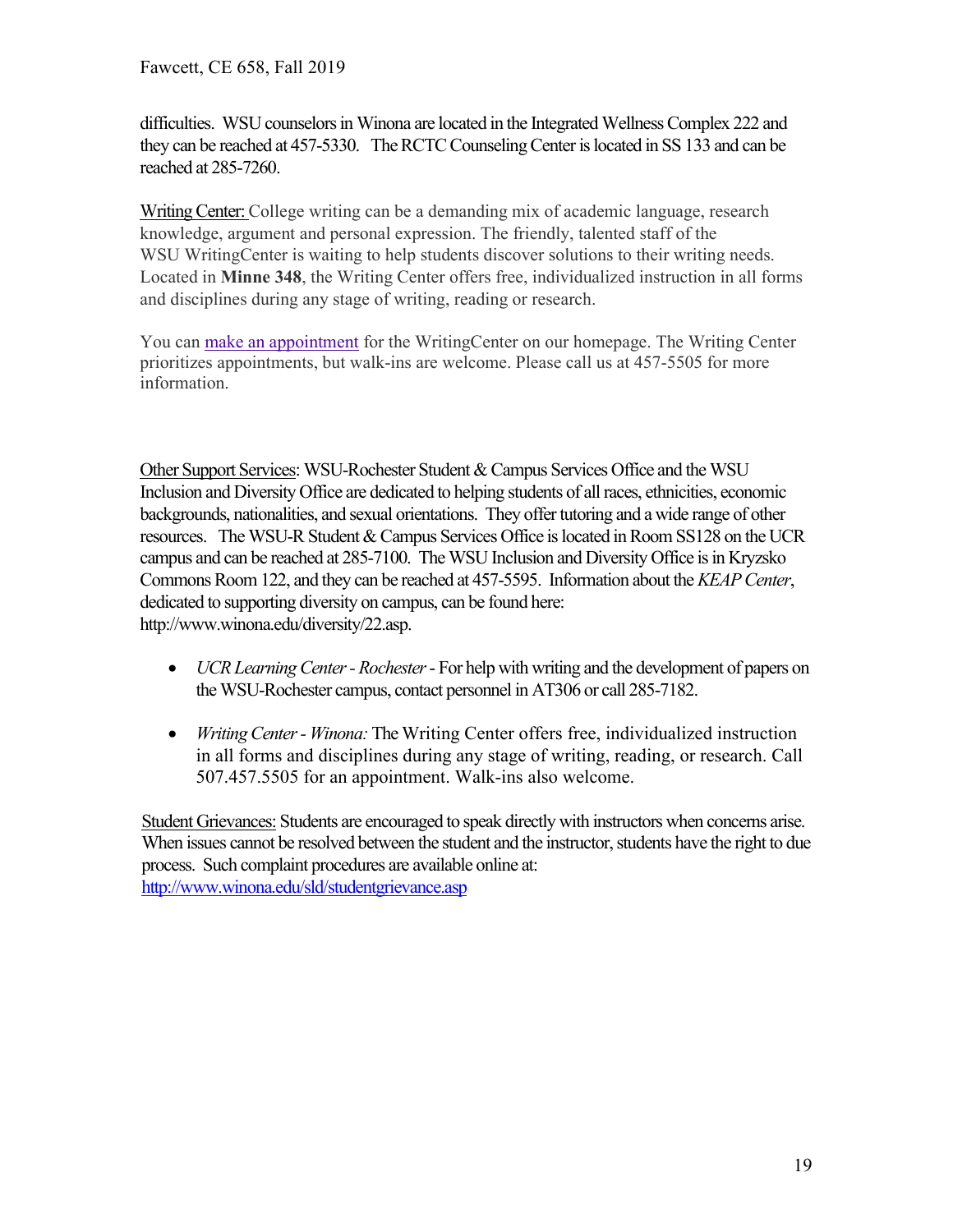difficulties. WSU counselors in Winona are located in the Integrated Wellness Complex 222 and they can be reached at 457-5330. The RCTC Counseling Center is located in SS 133 and can be reached at 285-7260.

Writing Center: College writing can be a demanding mix of academic language, research knowledge, argument and personal expression. The friendly, talented staff of the WSU WritingCenter is waiting to help students discover solutions to their writing needs. Located in **Minne 348**, the Writing Center offers free, individualized instruction in all forms and disciplines during any stage of writing, reading or research.

You can make an appointment for the WritingCenter on our homepage. The Writing Center prioritizes appointments, but walk-ins are welcome. Please call us at 457-5505 for more information.

Other Support Services: WSU-Rochester Student & Campus Services Office and the WSU Inclusion and Diversity Office are dedicated to helping students of all races, ethnicities, economic backgrounds, nationalities, and sexual orientations. They offer tutoring and a wide range of other resources. The WSU-R Student & Campus Services Office is located in Room SS128 on the UCR campus and can be reached at 285-7100. The WSU Inclusion and Diversity Office is in Kryzsko Commons Room 122, and they can be reached at 457-5595. Information about the *KEAP Center*, dedicated to supporting diversity on campus, can be found here: http://www.winona.edu/diversity/22.asp.

- *UCR Learning Center - Rochester* - For help with writing and the development of papers on the WSU-Rochester campus, contact personnel in AT306 or call 285-7182.
- *Writing Center - Winona:* The Writing Center offers free, individualized instruction in all forms and disciplines during any stage of writing, reading, or research. Call 507.457.5505 for an appointment. Walk-ins also welcome.

Student Grievances: Students are encouraged to speak directly with instructors when concerns arise. When issues cannot be resolved between the student and the instructor, students have the right to due process. Such complaint procedures are available online at: http://www.winona.edu/sld/studentgrievance.asp